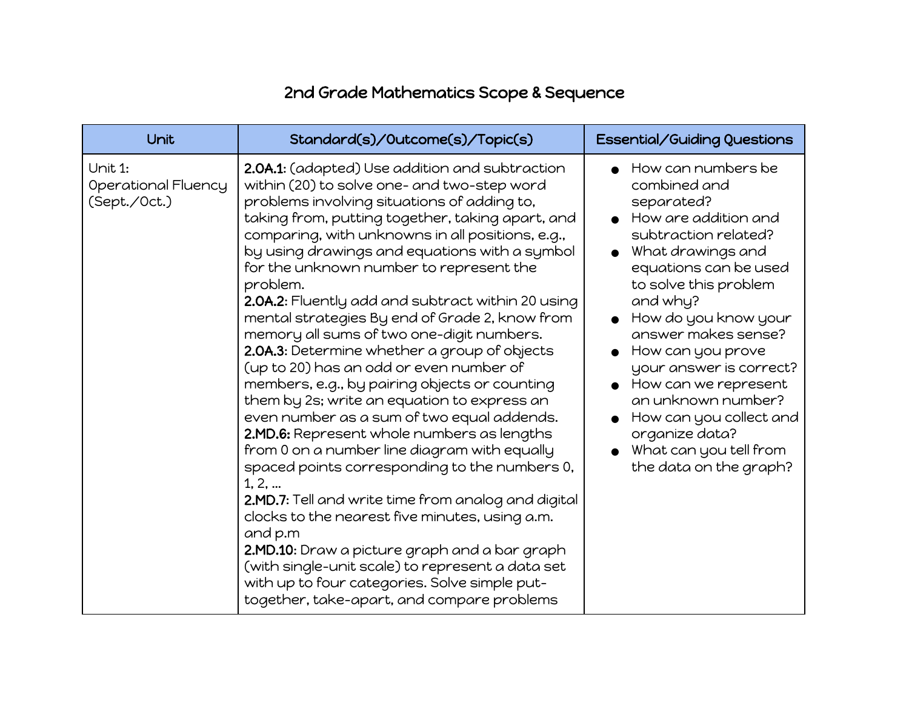# 2nd Grade Mathematics Scope & Sequence

| Unit | Standard(s)/Outcome(s)/Topic(s) | Essential/Guiding Questions |
|---|---|---|
| Unit 1: Operational Fluency (Sept./Oct.) | **2.OA.1**: (adapted) Use addition and subtraction within (20) to solve one- and two-step word problems involving situations of adding to, taking from, putting together, taking apart, and comparing, with unknowns in all positions, e.g., by using drawings and equations with a symbol for the unknown number to represent the problem.<br>**2.OA.2**: Fluently add and subtract within 20 using mental strategies By end of Grade 2, know from memory all sums of two one-digit numbers.<br>**2.OA.3**: Determine whether a group of objects (up to 20) has an odd or even number of members, e.g., by pairing objects or counting them by 2s; write an equation to express an even number as a sum of two equal addends.<br>**2.MD.6:** Represent whole numbers as lengths from 0 on a number line diagram with equally spaced points corresponding to the numbers 0, 1, 2, ...<br>**2.MD.7**: Tell and write time from analog and digital clocks to the nearest five minutes, using a.m. and p.m<br>**2.MD.10**: Draw a picture graph and a bar graph (with single-unit scale) to represent a data set with up to four categories. Solve simple put-together, take-apart, and compare problems | • How can numbers be combined and separated?<br>• How are addition and subtraction related?<br>• What drawings and equations can be used to solve this problem and why?<br>• How do you know your answer makes sense?<br>• How can you prove your answer is correct?<br>• How can we represent an unknown number?<br>• How can you collect and organize data?<br>• What can you tell from the data on the graph? |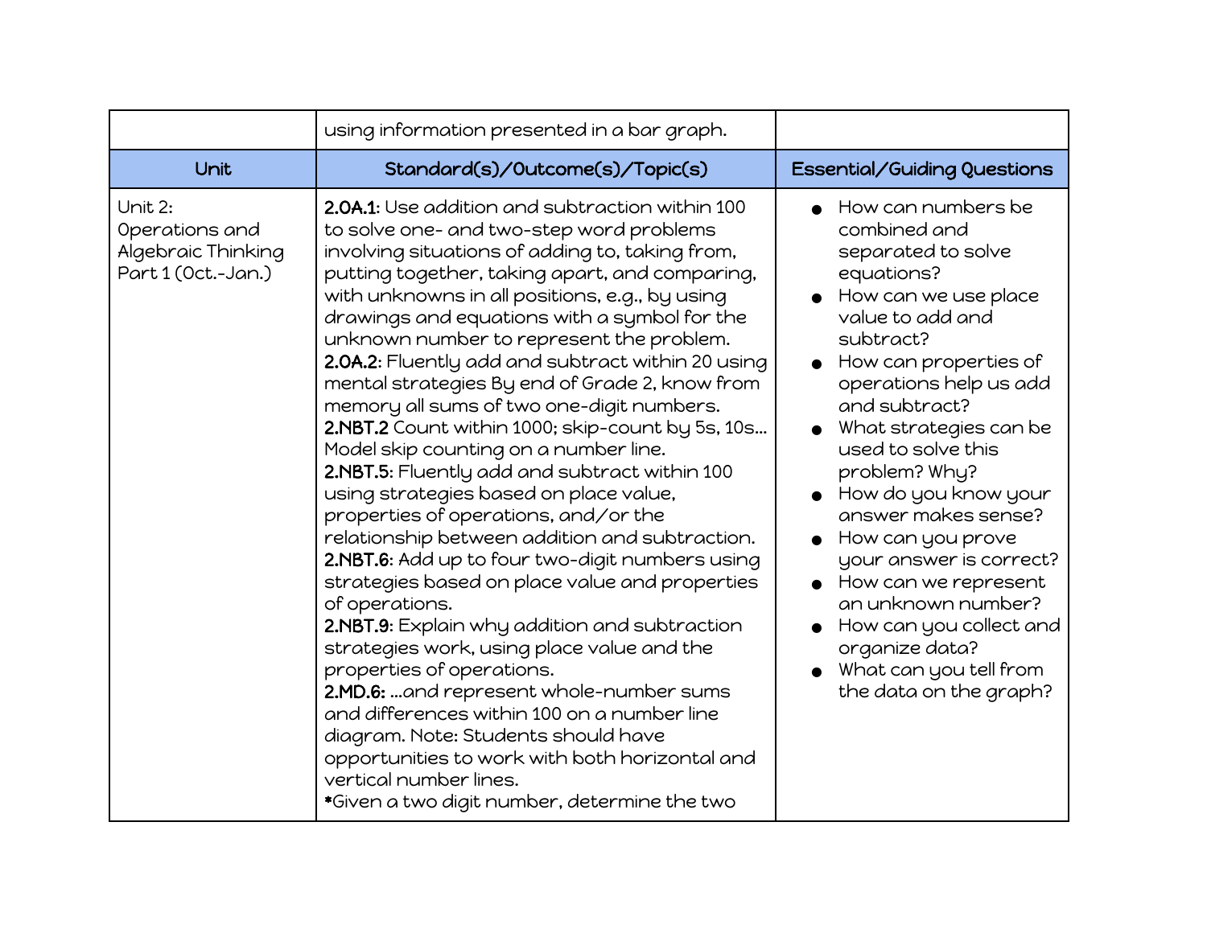|  | using information presented in a bar graph. |  |
| --- | --- | --- |
| **Unit** | **Standard(s)/Outcome(s)/Topic(s)** | **Essential/Guiding Questions** |
| Unit 2: Operations and Algebraic Thinking Part 1 (Oct.-Jan.) | **2.OA.1**: Use addition and subtraction within 100 to solve one- and two-step word problems involving situations of adding to, taking from, putting together, taking apart, and comparing, with unknowns in all positions, e.g., by using drawings and equations with a symbol for the unknown number to represent the problem.<br>**2.OA.2**: Fluently add and subtract within 20 using mental strategies By end of Grade 2, know from memory all sums of two one-digit numbers.<br>**2.NBT.2** Count within 1000; skip-count by 5s, 10s... Model skip counting on a number line.<br>**2.NBT.5**: Fluently add and subtract within 100 using strategies based on place value, properties of operations, and/or the relationship between addition and subtraction.<br>**2.NBT.6**: Add up to four two-digit numbers using strategies based on place value and properties of operations.<br>**2.NBT.9**: Explain why addition and subtraction strategies work, using place value and the properties of operations.<br>**2.MD.6:** ...and represent whole-number sums and differences within 100 on a number line diagram. Note: Students should have opportunities to work with both horizontal and vertical number lines.<br>*Given a two digit number, determine the two | • How can numbers be combined and separated to solve equations?<br>• How can we use place value to add and subtract?<br>• How can properties of operations help us add and subtract?<br>• What strategies can be used to solve this problem? Why?<br>• How do you know your answer makes sense?<br>• How can you prove your answer is correct?<br>• How can we represent an unknown number?<br>• How can you collect and organize data?<br>• What can you tell from the data on the graph? |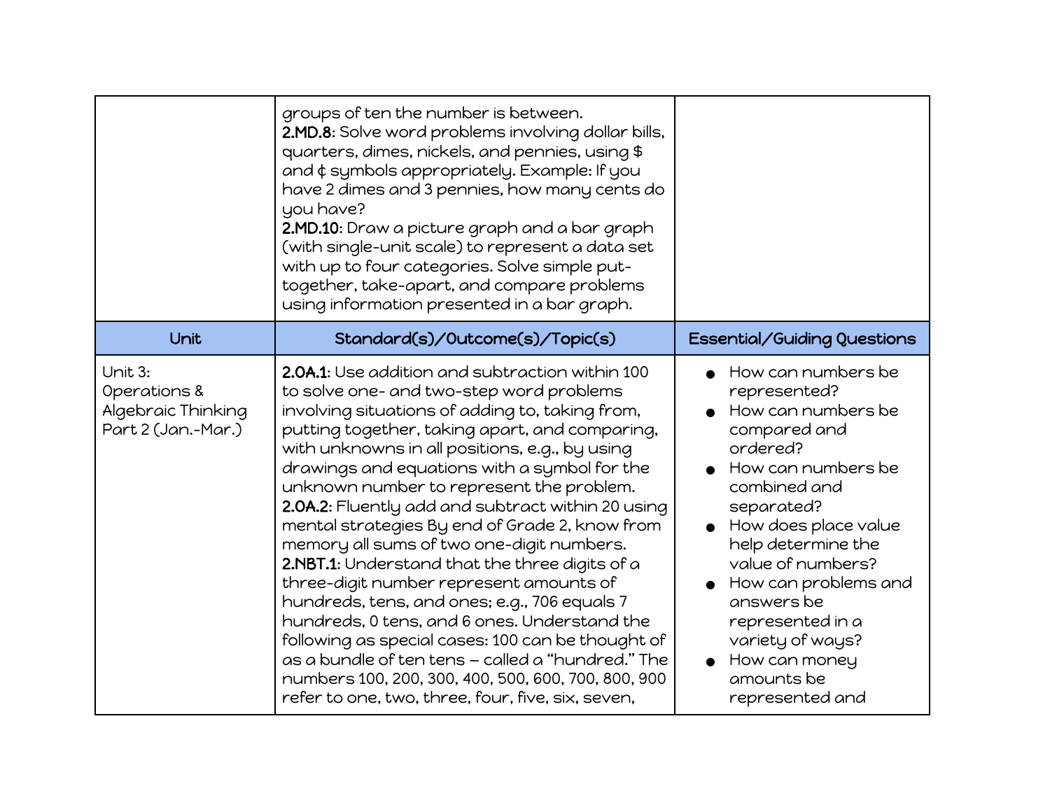|  | groups of ten the number is between.<br>**2.MD.8**: Solve word problems involving dollar bills, quarters, dimes, nickels, and pennies, using $ and ¢ symbols appropriately. Example: If you have 2 dimes and 3 pennies, how many cents do you have?<br>**2.MD.10**: Draw a picture graph and a bar graph (with single-unit scale) to represent a data set with up to four categories. Solve simple put-together, take-apart, and compare problems using information presented in a bar graph. |  |
|---|---|---|
| **Unit** | **Standard(s)/Outcome(s)/Topic(s)** | **Essential/Guiding Questions** |
| Unit 3:<br>Operations & Algebraic Thinking Part 2 (Jan.-Mar.) | **2.OA.1**: Use addition and subtraction within 100 to solve one- and two-step word problems involving situations of adding to, taking from, putting together, taking apart, and comparing, with unknowns in all positions, e.g., by using drawings and equations with a symbol for the unknown number to represent the problem.<br>**2.OA.2**: Fluently add and subtract within 20 using mental strategies By end of Grade 2, know from memory all sums of two one-digit numbers.<br>**2.NBT.1**: Understand that the three digits of a three-digit number represent amounts of hundreds, tens, and ones; e.g., 706 equals 7 hundreds, 0 tens, and 6 ones. Understand the following as special cases: 100 can be thought of as a bundle of ten tens – called a "hundred." The numbers 100, 200, 300, 400, 500, 600, 700, 800, 900 refer to one, two, three, four, five, six, seven, | • How can numbers be represented?<br>• How can numbers be compared and ordered?<br>• How can numbers be combined and separated?<br>• How does place value help determine the value of numbers?<br>• How can problems and answers be represented in a variety of ways?<br>• How can money amounts be represented and |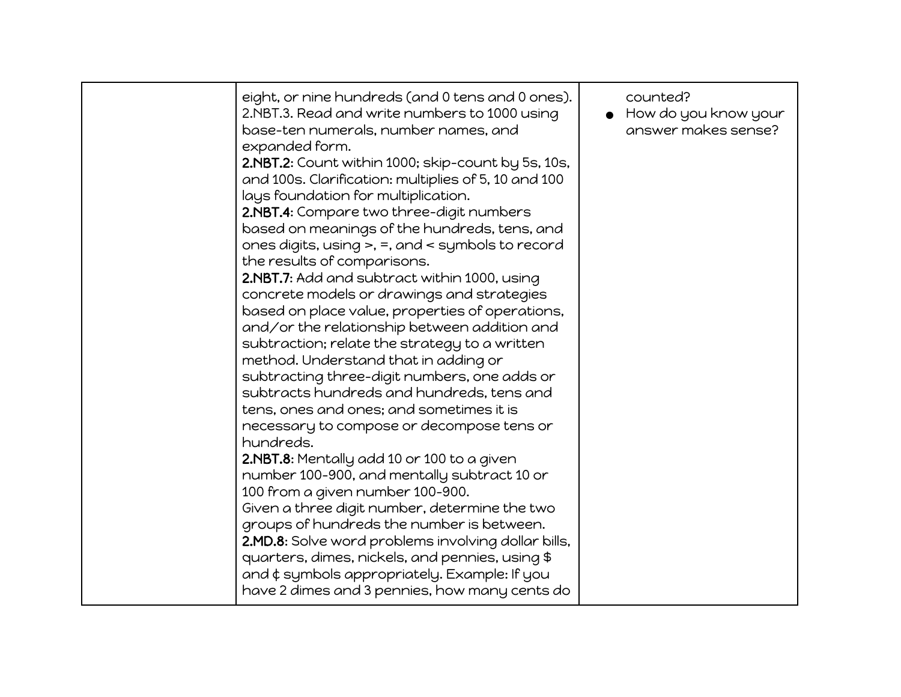| | | |
|---|---|---|
| | eight, or nine hundreds (and 0 tens and 0 ones).<br>2.NBT.3. Read and write numbers to 1000 using base-ten numerals, number names, and expanded form.<br>**2.NBT.2**: Count within 1000; skip-count by 5s, 10s, and 100s. Clarification: multiplies of 5, 10 and 100 lays foundation for multiplication.<br>**2.NBT.4**: Compare two three-digit numbers based on meanings of the hundreds, tens, and ones digits, using >, =, and < symbols to record the results of comparisons.<br>**2.NBT.7**: Add and subtract within 1000, using concrete models or drawings and strategies based on place value, properties of operations, and/or the relationship between addition and subtraction; relate the strategy to a written method. Understand that in adding or subtracting three-digit numbers, one adds or subtracts hundreds and hundreds, tens and tens, ones and ones; and sometimes it is necessary to compose or decompose tens or hundreds.<br>**2.NBT.8**: Mentally add 10 or 100 to a given number 100-900, and mentally subtract 10 or 100 from a given number 100-900.<br>Given a three digit number, determine the two groups of hundreds the number is between.<br>**2.MD.8**: Solve word problems involving dollar bills, quarters, dimes, nickels, and pennies, using $ and ¢ symbols appropriately. Example: If you have 2 dimes and 3 pennies, how many cents do | counted?<br>● How do you know your answer makes sense? |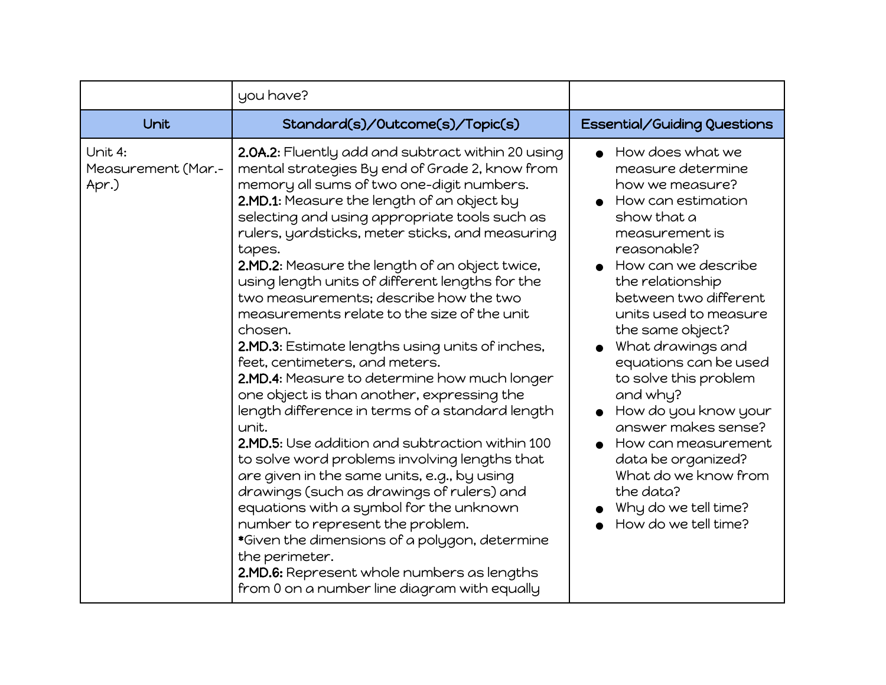| | you have? | |
|---|---|---|
| **Unit** | **Standard(s)/Outcome(s)/Topic(s)** | **Essential/Guiding Questions** |
| Unit 4: Measurement (Mar.-Apr.) | **2.OA.2**: Fluently add and subtract within 20 using mental strategies By end of Grade 2, know from memory all sums of two one-digit numbers.<br>**2.MD.1**: Measure the length of an object by selecting and using appropriate tools such as rulers, yardsticks, meter sticks, and measuring tapes.<br>**2.MD.2**: Measure the length of an object twice, using length units of different lengths for the two measurements; describe how the two measurements relate to the size of the unit chosen.<br>**2.MD.3**: Estimate lengths using units of inches, feet, centimeters, and meters.<br>**2.MD.4**: Measure to determine how much longer one object is than another, expressing the length difference in terms of a standard length unit.<br>**2.MD.5**: Use addition and subtraction within 100 to solve word problems involving lengths that are given in the same units, e.g., by using drawings (such as drawings of rulers) and equations with a symbol for the unknown number to represent the problem.<br>*Given the dimensions of a polygon, determine the perimeter.<br>**2.MD.6:** Represent whole numbers as lengths from 0 on a number line diagram with equally | • How does what we measure determine how we measure?<br>• How can estimation show that a measurement is reasonable?<br>• How can we describe the relationship between two different units used to measure the same object?<br>• What drawings and equations can be used to solve this problem and why?<br>• How do you know your answer makes sense?<br>• How can measurement data be organized? What do we know from the data?<br>• Why do we tell time?<br>• How do we tell time? |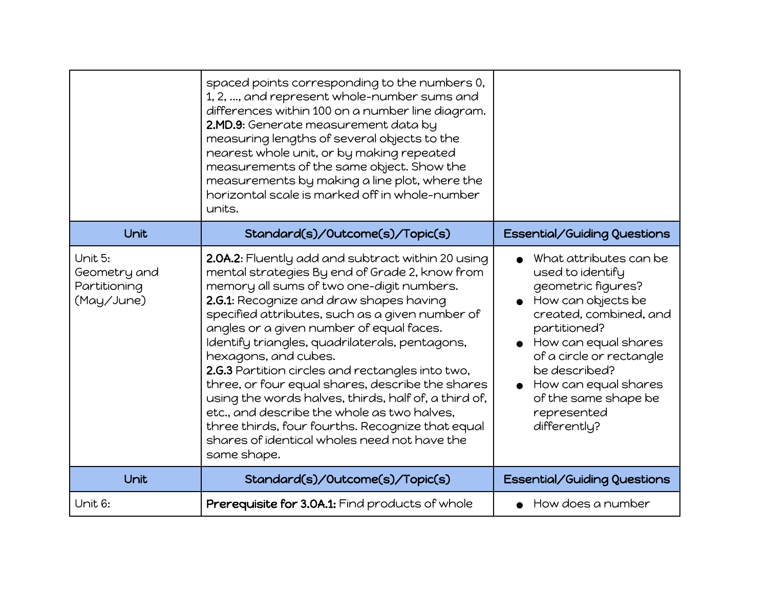| | | |
|---|---|---|
| | spaced points corresponding to the numbers 0, 1, 2, ..., and represent whole-number sums and differences within 100 on a number line diagram.<br>**2.MD.9**: Generate measurement data by measuring lengths of several objects to the nearest whole unit, or by making repeated measurements of the same object. Show the measurements by making a line plot, where the horizontal scale is marked off in whole-number units. | |
| **Unit** | **Standard(s)/Outcome(s)/Topic(s)** | **Essential/Guiding Questions** |
| Unit 5:<br>Geometry and Partitioning<br>(May/June) | **2.OA.2**: Fluently add and subtract within 20 using mental strategies By end of Grade 2, know from memory all sums of two one-digit numbers.<br>**2.G.1**: Recognize and draw shapes having specified attributes, such as a given number of angles or a given number of equal faces. Identify triangles, quadrilaterals, pentagons, hexagons, and cubes.<br>**2.G.3** Partition circles and rectangles into two, three, or four equal shares, describe the shares using the words halves, thirds, half of, a third of, etc., and describe the whole as two halves, three thirds, four fourths. Recognize that equal shares of identical wholes need not have the same shape. | • What attributes can be used to identify geometric figures?<br>• How can objects be created, combined, and partitioned?<br>• How can equal shares of a circle or rectangle be described?<br>• How can equal shares of the same shape be represented differently? |
| **Unit** | **Standard(s)/Outcome(s)/Topic(s)** | **Essential/Guiding Questions** |
| Unit 6: | **Prerequisite for 3.OA.1:** Find products of whole | • How does a number |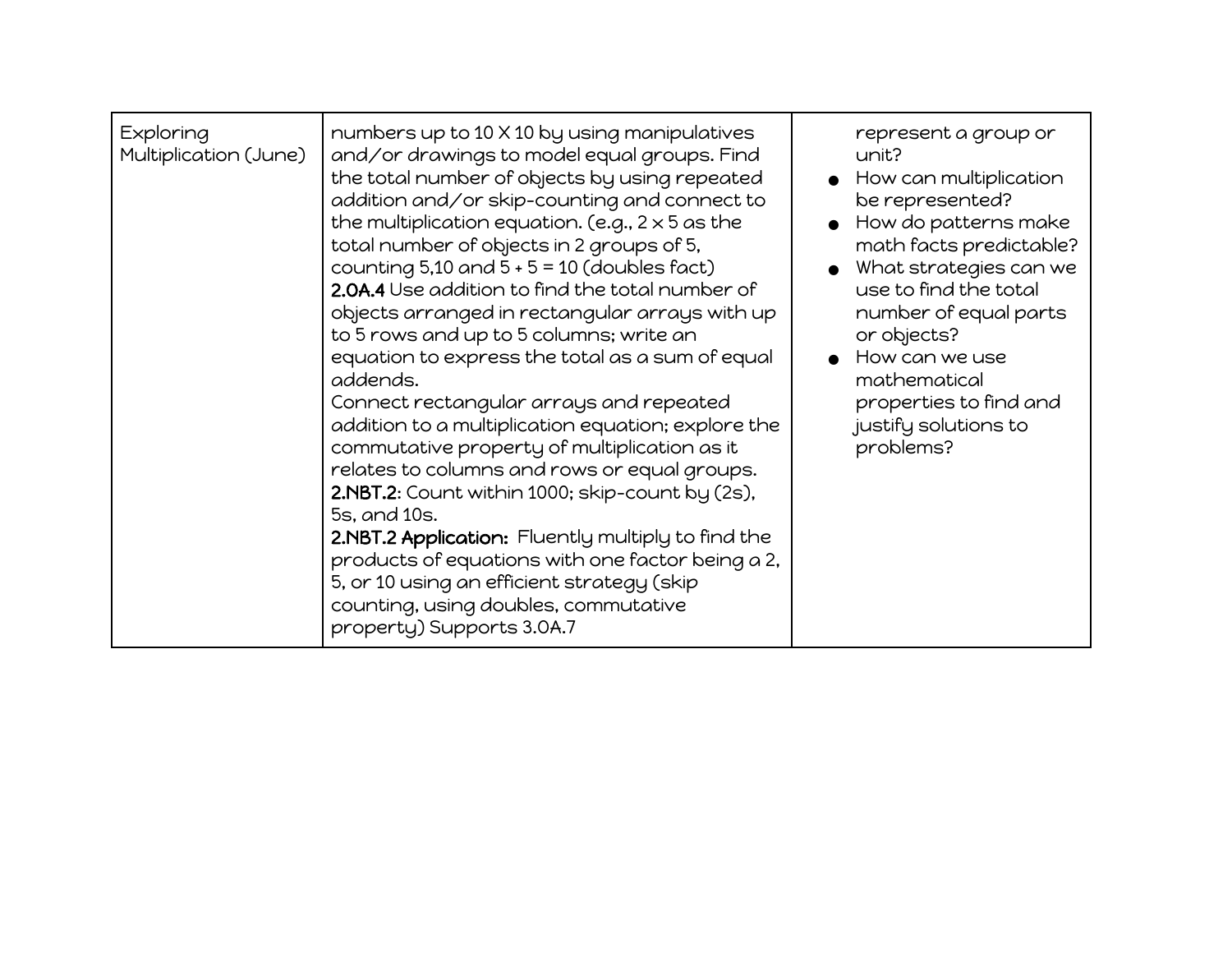| | | |
|---|---|---|
| Exploring Multiplication (June) | numbers up to 10 X 10 by using manipulatives and/or drawings to model equal groups. Find the total number of objects by using repeated addition and/or skip-counting and connect to the multiplication equation. (e.g., 2 × 5 as the total number of objects in 2 groups of 5, counting 5,10 and 5 + 5 = 10 (doubles fact) <br> **2.OA.4** Use addition to find the total number of objects arranged in rectangular arrays with up to 5 rows and up to 5 columns; write an equation to express the total as a sum of equal addends. <br> Connect rectangular arrays and repeated addition to a multiplication equation; explore the commutative property of multiplication as it relates to columns and rows or equal groups. <br> **2.NBT.2**: Count within 1000; skip-count by (2s), 5s, and 10s. <br> **2.NBT.2 Application:** Fluently multiply to find the products of equations with one factor being a 2, 5, or 10 using an efficient strategy (skip counting, using doubles, commutative property) Supports 3.OA.7 | represent a group or unit? <br> • How can multiplication be represented? <br> • How do patterns make math facts predictable? <br> • What strategies can we use to find the total number of equal parts or objects? <br> • How can we use mathematical properties to find and justify solutions to problems? |